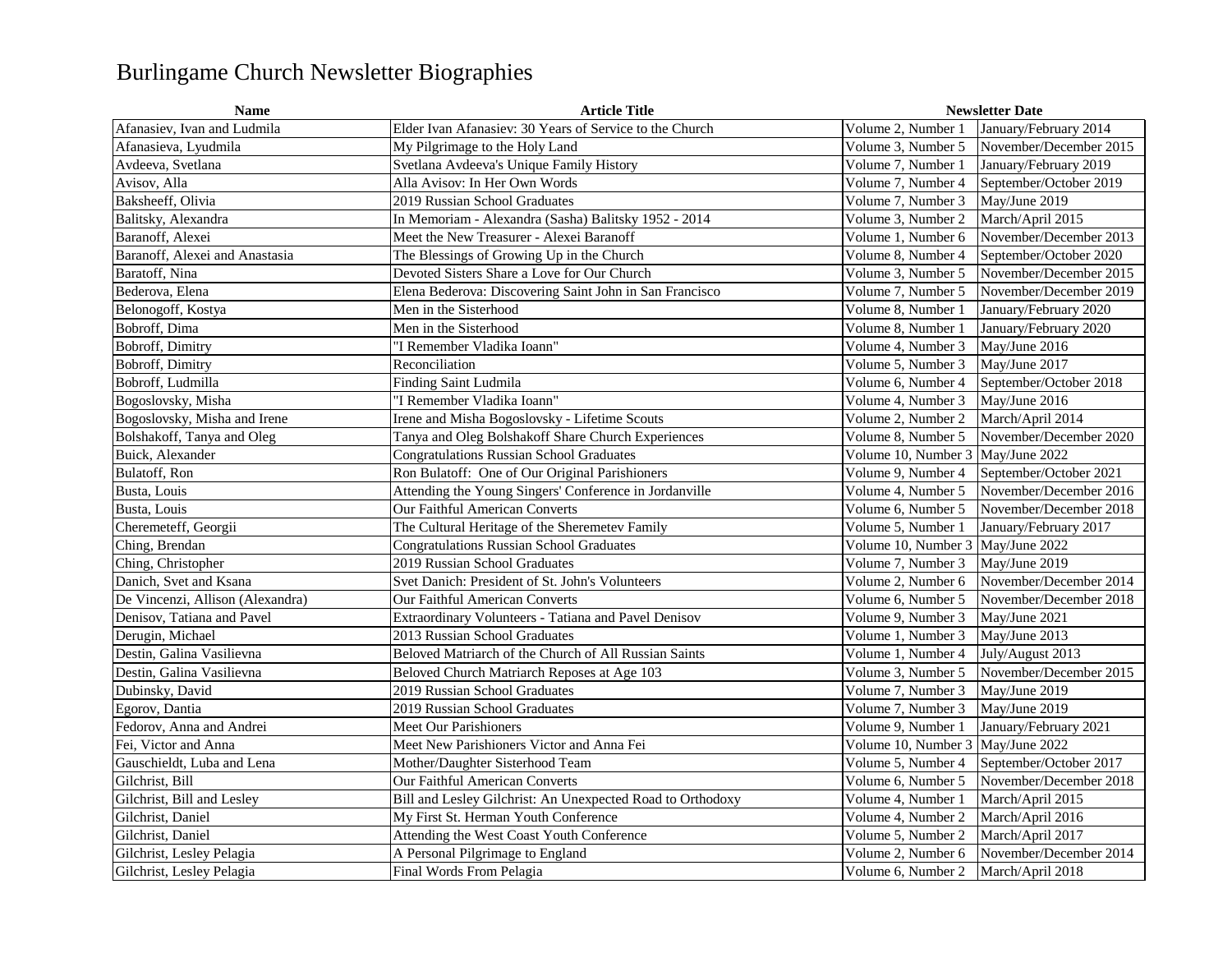# Burlingame Church Newsletter Biographies

| Name | Article Title | Newsletter Date | |
|---|---|---|---|
| Afanasiev, Ivan and Ludmila | Elder Ivan Afanasiev: 30 Years of Service to the Church | Volume 2, Number 1 | January/February 2014 |
| Afanasieva, Lyudmila | My Pilgrimage to the Holy Land | Volume 3, Number 5 | November/December 2015 |
| Avdeeva, Svetlana | Svetlana Avdeeva's Unique Family History | Volume 7, Number 1 | January/February 2019 |
| Avisov, Alla | Alla Avisov: In Her Own Words | Volume 7, Number 4 | September/October 2019 |
| Baksheeff, Olivia | 2019 Russian School Graduates | Volume 7, Number 3 | May/June 2019 |
| Balitsky, Alexandra | In Memoriam - Alexandra (Sasha) Balitsky 1952 - 2014 | Volume 3, Number 2 | March/April 2015 |
| Baranoff, Alexei | Meet the New Treasurer - Alexei Baranoff | Volume 1, Number 6 | November/December 2013 |
| Baranoff, Alexei and Anastasia | The Blessings of Growing Up in the Church | Volume 8, Number 4 | September/October 2020 |
| Baratoff, Nina | Devoted Sisters Share a Love for Our Church | Volume 3, Number 5 | November/December 2015 |
| Bederova, Elena | Elena Bederova: Discovering Saint John in San Francisco | Volume 7, Number 5 | November/December 2019 |
| Belonogoff, Kostya | Men in the Sisterhood | Volume 8, Number 1 | January/February 2020 |
| Bobroff, Dima | Men in the Sisterhood | Volume 8, Number 1 | January/February 2020 |
| Bobroff, Dimitry | "I Remember Vladika Ioann" | Volume 4, Number 3 | May/June 2016 |
| Bobroff, Dimitry | Reconciliation | Volume 5, Number 3 | May/June 2017 |
| Bobroff, Ludmilla | Finding Saint Ludmila | Volume 6, Number 4 | September/October 2018 |
| Bogoslovsky, Misha | "I Remember Vladika Ioann" | Volume 4, Number 3 | May/June 2016 |
| Bogoslovsky, Misha and Irene | Irene and Misha Bogoslovsky - Lifetime Scouts | Volume 2, Number 2 | March/April 2014 |
| Bolshakoff, Tanya and Oleg | Tanya and Oleg Bolshakoff Share Church Experiences | Volume 8, Number 5 | November/December 2020 |
| Buick, Alexander | Congratulations Russian School Graduates | Volume 10, Number 3 | May/June 2022 |
| Bulatoff, Ron | Ron Bulatoff: One of Our Original Parishioners | Volume 9, Number 4 | September/October 2021 |
| Busta, Louis | Attending the Young Singers' Conference in Jordanville | Volume 4, Number 5 | November/December 2016 |
| Busta, Louis | Our Faithful American Converts | Volume 6, Number 5 | November/December 2018 |
| Cheremeteff, Georgii | The Cultural Heritage of the Sheremetev Family | Volume 5, Number 1 | January/February 2017 |
| Ching, Brendan | Congratulations Russian School Graduates | Volume 10, Number 3 | May/June 2022 |
| Ching, Christopher | 2019 Russian School Graduates | Volume 7, Number 3 | May/June 2019 |
| Danich, Svet and Ksana | Svet Danich: President of St. John's Volunteers | Volume 2, Number 6 | November/December 2014 |
| De Vincenzi, Allison (Alexandra) | Our Faithful American Converts | Volume 6, Number 5 | November/December 2018 |
| Denisov, Tatiana and Pavel | Extraordinary Volunteers - Tatiana and Pavel Denisov | Volume 9, Number 3 | May/June 2021 |
| Derugin, Michael | 2013 Russian School Graduates | Volume 1, Number 3 | May/June 2013 |
| Destin, Galina Vasilievna | Beloved Matriarch of the Church of All Russian Saints | Volume 1, Number 4 | July/August 2013 |
| Destin, Galina Vasilievna | Beloved Church Matriarch Reposes at Age 103 | Volume 3, Number 5 | November/December 2015 |
| Dubinsky, David | 2019 Russian School Graduates | Volume 7, Number 3 | May/June 2019 |
| Egorov, Dantia | 2019 Russian School Graduates | Volume 7, Number 3 | May/June 2019 |
| Fedorov, Anna and Andrei | Meet Our Parishioners | Volume 9, Number 1 | January/February 2021 |
| Fei, Victor and Anna | Meet New Parishioners Victor and Anna Fei | Volume 10, Number 3 | May/June 2022 |
| Gauschieldt, Luba and Lena | Mother/Daughter Sisterhood Team | Volume 5, Number 4 | September/October 2017 |
| Gilchrist, Bill | Our Faithful American Converts | Volume 6, Number 5 | November/December 2018 |
| Gilchrist, Bill and Lesley | Bill and Lesley Gilchrist: An Unexpected Road to Orthodoxy | Volume 4, Number 1 | March/April 2015 |
| Gilchrist, Daniel | My First St. Herman Youth Conference | Volume 4, Number 2 | March/April 2016 |
| Gilchrist, Daniel | Attending the West Coast Youth Conference | Volume 5, Number 2 | March/April 2017 |
| Gilchrist, Lesley Pelagia | A Personal Pilgrimage to England | Volume 2, Number 6 | November/December 2014 |
| Gilchrist, Lesley Pelagia | Final Words From Pelagia | Volume 6, Number 2 | March/April 2018 |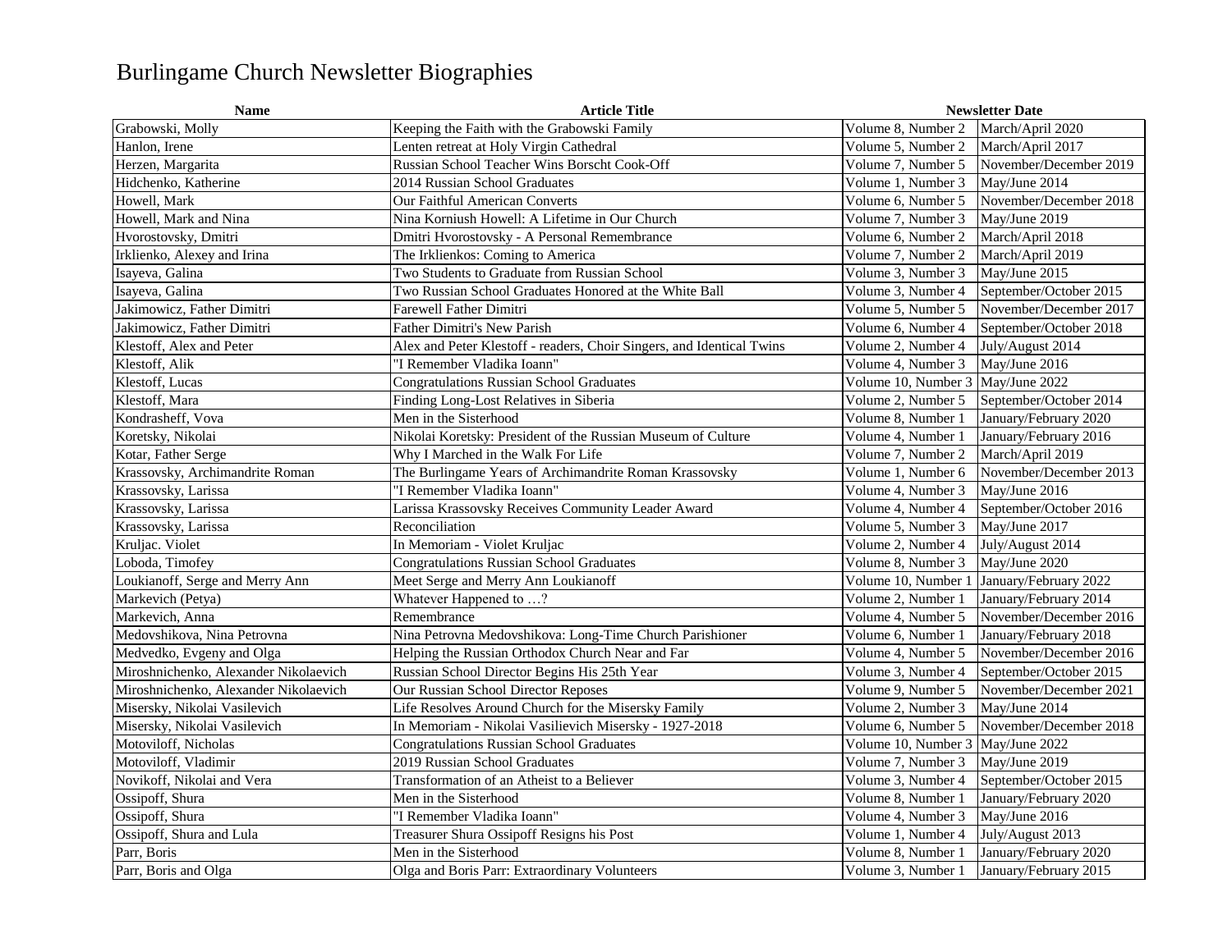# Burlingame Church Newsletter Biographies

| Name | Article Title | Newsletter Date | |
|---|---|---|---|
| Grabowski, Molly | Keeping the Faith with the Grabowski Family | Volume 8, Number 2 | March/April 2020 |
| Hanlon, Irene | Lenten retreat at Holy Virgin Cathedral | Volume 5, Number 2 | March/April 2017 |
| Herzen, Margarita | Russian School Teacher Wins Borscht Cook-Off | Volume 7, Number 5 | November/December 2019 |
| Hidchenko, Katherine | 2014 Russian School Graduates | Volume 1, Number 3 | May/June 2014 |
| Howell, Mark | Our Faithful American Converts | Volume 6, Number 5 | November/December 2018 |
| Howell, Mark and Nina | Nina Korniush Howell: A Lifetime in Our Church | Volume 7, Number 3 | May/June 2019 |
| Hvorostovsky, Dmitri | Dmitri Hvorostovsky - A Personal Remembrance | Volume 6, Number 2 | March/April 2018 |
| Irklienko, Alexey and Irina | The Irklienkos: Coming to America | Volume 7, Number 2 | March/April 2019 |
| Isayeva, Galina | Two Students to Graduate from Russian School | Volume 3, Number 3 | May/June 2015 |
| Isayeva, Galina | Two Russian School Graduates Honored at the White Ball | Volume 3, Number 4 | September/October 2015 |
| Jakimowicz, Father Dimitri | Farewell Father Dimitri | Volume 5, Number 5 | November/December 2017 |
| Jakimowicz, Father Dimitri | Father Dimitri's New Parish | Volume 6, Number 4 | September/October 2018 |
| Klestoff, Alex and Peter | Alex and Peter Klestoff - readers, Choir Singers, and Identical Twins | Volume 2, Number 4 | July/August 2014 |
| Klestoff, Alik | "I Remember Vladika Ioann" | Volume 4, Number 3 | May/June 2016 |
| Klestoff, Lucas | Congratulations Russian School Graduates | Volume 10, Number 3 | May/June 2022 |
| Klestoff, Mara | Finding Long-Lost Relatives in Siberia | Volume 2, Number 5 | September/October 2014 |
| Kondrasheff, Vova | Men in the Sisterhood | Volume 8, Number 1 | January/February 2020 |
| Koretsky, Nikolai | Nikolai Koretsky: President of the Russian Museum of Culture | Volume 4, Number 1 | January/February 2016 |
| Kotar, Father Serge | Why I Marched in the Walk For Life | Volume 7, Number 2 | March/April 2019 |
| Krassovsky, Archimandrite Roman | The Burlingame Years of Archimandrite Roman Krassovsky | Volume 1, Number 6 | November/December 2013 |
| Krassovsky, Larissa | "I Remember Vladika Ioann" | Volume 4, Number 3 | May/June 2016 |
| Krassovsky, Larissa | Larissa Krassovsky Receives Community Leader Award | Volume 4, Number 4 | September/October 2016 |
| Krassovsky, Larissa | Reconciliation | Volume 5, Number 3 | May/June 2017 |
| Kruljac. Violet | In Memoriam - Violet Kruljac | Volume 2, Number 4 | July/August 2014 |
| Loboda, Timofey | Congratulations Russian School Graduates | Volume 8, Number 3 | May/June 2020 |
| Loukianoff, Serge and Merry Ann | Meet Serge and Merry Ann Loukianoff | Volume 10, Number 1 | January/February 2022 |
| Markevich (Petya) | Whatever Happened to …? | Volume 2, Number 1 | January/February 2014 |
| Markevich, Anna | Remembrance | Volume 4, Number 5 | November/December 2016 |
| Medovshikova, Nina Petrovna | Nina Petrovna Medovshikova: Long-Time Church Parishioner | Volume 6, Number 1 | January/February 2018 |
| Medvedko, Evgeny and Olga | Helping the Russian Orthodox Church Near and Far | Volume 4, Number 5 | November/December 2016 |
| Miroshnichenko, Alexander Nikolaevich | Russian School Director Begins His 25th Year | Volume 3, Number 4 | September/October 2015 |
| Miroshnichenko, Alexander Nikolaevich | Our Russian School Director Reposes | Volume 9, Number 5 | November/December 2021 |
| Misersky, Nikolai Vasilevich | Life Resolves Around Church for the Misersky Family | Volume 2, Number 3 | May/June 2014 |
| Misersky, Nikolai Vasilevich | In Memoriam - Nikolai Vasilievich Misersky - 1927-2018 | Volume 6, Number 5 | November/December 2018 |
| Motoviloff, Nicholas | Congratulations Russian School Graduates | Volume 10, Number 3 | May/June 2022 |
| Motoviloff, Vladimir | 2019 Russian School Graduates | Volume 7, Number 3 | May/June 2019 |
| Novikoff, Nikolai and Vera | Transformation of an Atheist to a Believer | Volume 3, Number 4 | September/October 2015 |
| Ossipoff, Shura | Men in the Sisterhood | Volume 8, Number 1 | January/February 2020 |
| Ossipoff, Shura | "I Remember Vladika Ioann" | Volume 4, Number 3 | May/June 2016 |
| Ossipoff, Shura and Lula | Treasurer Shura Ossipoff Resigns his Post | Volume 1, Number 4 | July/August 2013 |
| Parr, Boris | Men in the Sisterhood | Volume 8, Number 1 | January/February 2020 |
| Parr, Boris and Olga | Olga and Boris Parr: Extraordinary Volunteers | Volume 3, Number 1 | January/February 2015 |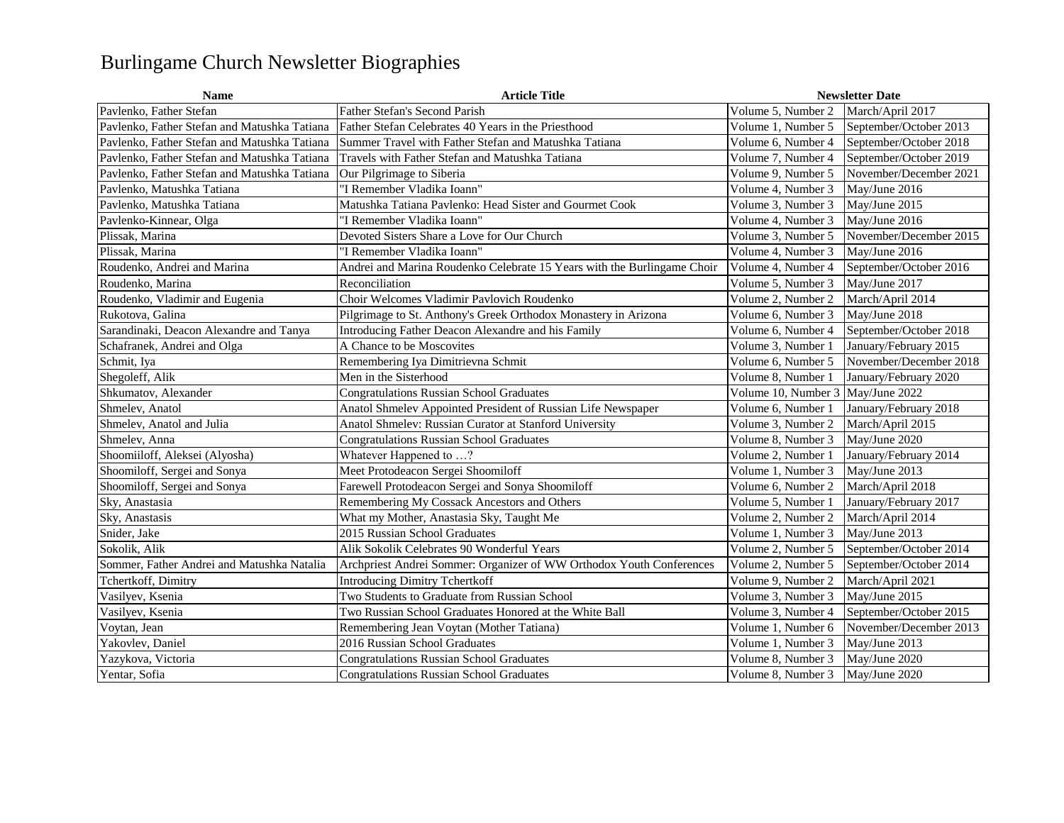# Burlingame Church Newsletter Biographies

| Name | Article Title | Newsletter Date | |
|---|---|---|---|
| Pavlenko, Father Stefan | Father Stefan's Second Parish | Volume 5, Number 2 | March/April 2017 |
| Pavlenko, Father Stefan and Matushka Tatiana | Father Stefan Celebrates 40 Years in the Priesthood | Volume 1, Number 5 | September/October 2013 |
| Pavlenko, Father Stefan and Matushka Tatiana | Summer Travel with Father Stefan and Matushka Tatiana | Volume 6, Number 4 | September/October 2018 |
| Pavlenko, Father Stefan and Matushka Tatiana | Travels with Father Stefan and Matushka Tatiana | Volume 7, Number 4 | September/October 2019 |
| Pavlenko, Father Stefan and Matushka Tatiana | Our Pilgrimage to Siberia | Volume 9, Number 5 | November/December 2021 |
| Pavlenko, Matushka Tatiana | "I Remember Vladika Ioann" | Volume 4, Number 3 | May/June 2016 |
| Pavlenko, Matushka Tatiana | Matushka Tatiana Pavlenko: Head Sister and Gourmet Cook | Volume 3, Number 3 | May/June 2015 |
| Pavlenko-Kinnear, Olga | "I Remember Vladika Ioann" | Volume 4, Number 3 | May/June 2016 |
| Plissak, Marina | Devoted Sisters Share a Love for Our Church | Volume 3, Number 5 | November/December 2015 |
| Plissak, Marina | "I Remember Vladika Ioann" | Volume 4, Number 3 | May/June 2016 |
| Roudenko, Andrei and Marina | Andrei and Marina Roudenko Celebrate 15 Years with the Burlingame Choir | Volume 4, Number 4 | September/October 2016 |
| Roudenko, Marina | Reconciliation | Volume 5, Number 3 | May/June 2017 |
| Roudenko, Vladimir and Eugenia | Choir Welcomes Vladimir Pavlovich Roudenko | Volume 2, Number 2 | March/April 2014 |
| Rukotova, Galina | Pilgrimage to St. Anthony's Greek Orthodox Monastery in Arizona | Volume 6, Number 3 | May/June 2018 |
| Sarandinaki, Deacon Alexandre and Tanya | Introducing Father Deacon Alexandre and his Family | Volume 6, Number 4 | September/October 2018 |
| Schafranek, Andrei and Olga | A Chance to be Moscovites | Volume 3, Number 1 | January/February 2015 |
| Schmit, Iya | Remembering Iya Dimitrievna Schmit | Volume 6, Number 5 | November/December 2018 |
| Shegoleff, Alik | Men in the Sisterhood | Volume 8, Number 1 | January/February 2020 |
| Shkumatov, Alexander | Congratulations Russian School Graduates | Volume 10, Number 3 | May/June 2022 |
| Shmelev, Anatol | Anatol Shmelev Appointed President of Russian Life Newspaper | Volume 6, Number 1 | January/February 2018 |
| Shmelev, Anatol and Julia | Anatol Shmelev: Russian Curator at Stanford University | Volume 3, Number 2 | March/April 2015 |
| Shmelev, Anna | Congratulations Russian School Graduates | Volume 8, Number 3 | May/June 2020 |
| Shoomiiloff, Aleksei (Alyosha) | Whatever Happened to …? | Volume 2, Number 1 | January/February 2014 |
| Shoomiloff, Sergei and Sonya | Meet Protodeacon Sergei Shoomiloff | Volume 1, Number 3 | May/June 2013 |
| Shoomiloff, Sergei and Sonya | Farewell Protodeacon Sergei and Sonya Shoomiloff | Volume 6, Number 2 | March/April 2018 |
| Sky, Anastasia | Remembering My Cossack Ancestors and Others | Volume 5, Number 1 | January/February 2017 |
| Sky, Anastasis | What my Mother, Anastasia Sky, Taught Me | Volume 2, Number 2 | March/April 2014 |
| Snider, Jake | 2015 Russian School Graduates | Volume 1, Number 3 | May/June 2013 |
| Sokolik, Alik | Alik Sokolik Celebrates 90 Wonderful Years | Volume 2, Number 5 | September/October 2014 |
| Sommer, Father Andrei and Matushka Natalia | Archpriest Andrei Sommer: Organizer of WW Orthodox Youth Conferences | Volume 2, Number 5 | September/October 2014 |
| Tchertkoff, Dimitry | Introducing Dimitry Tchertkoff | Volume 9, Number 2 | March/April 2021 |
| Vasilyev, Ksenia | Two Students to Graduate from Russian School | Volume 3, Number 3 | May/June 2015 |
| Vasilyev, Ksenia | Two Russian School Graduates Honored at the White Ball | Volume 3, Number 4 | September/October 2015 |
| Voytan, Jean | Remembering Jean Voytan (Mother Tatiana) | Volume 1, Number 6 | November/December 2013 |
| Yakovlev, Daniel | 2016 Russian School Graduates | Volume 1, Number 3 | May/June 2013 |
| Yazykova, Victoria | Congratulations Russian School Graduates | Volume 8, Number 3 | May/June 2020 |
| Yentar, Sofia | Congratulations Russian School Graduates | Volume 8, Number 3 | May/June 2020 |